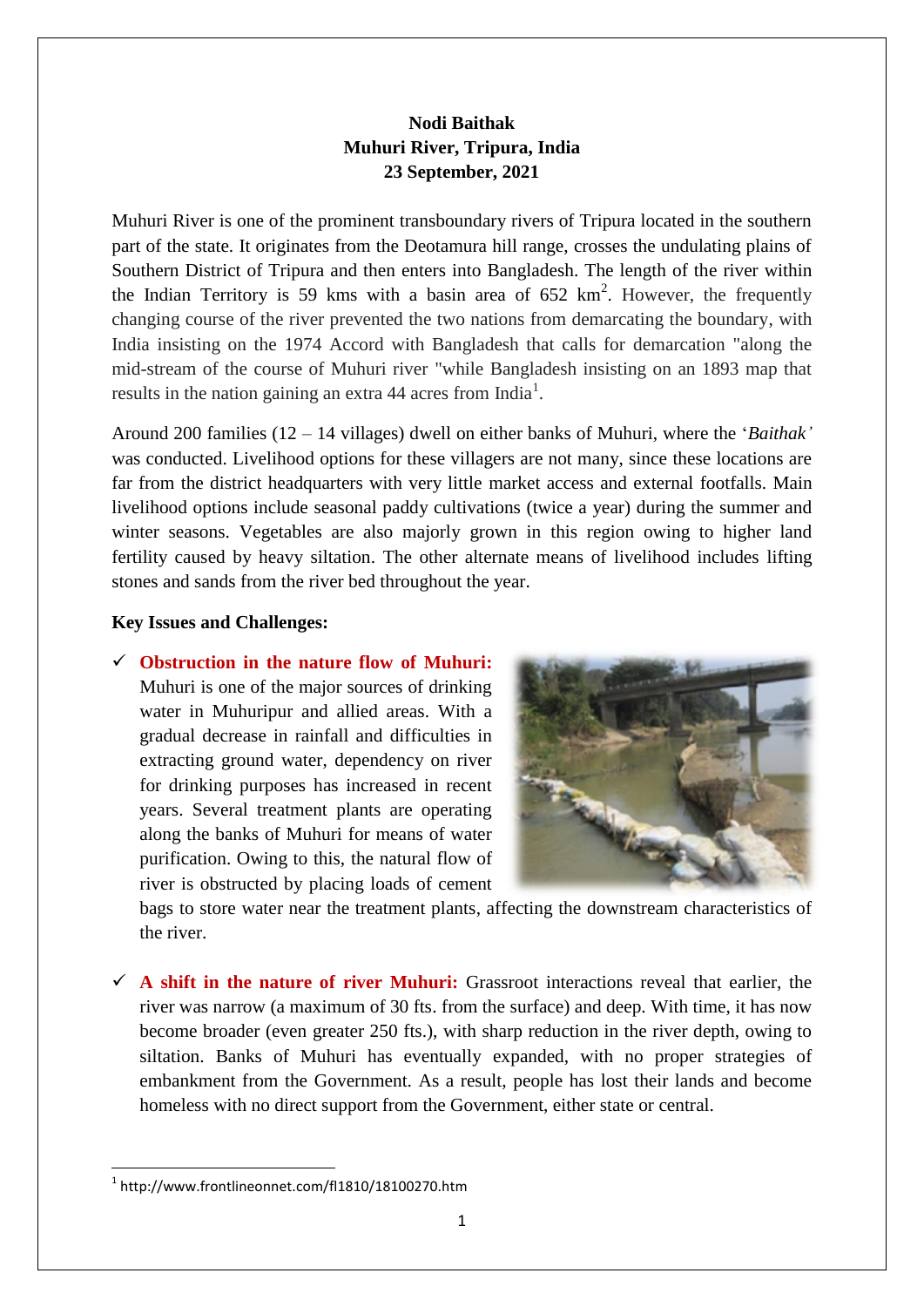**Nodi Baithak**
**Muhuri River, Tripura, India**
**23 September, 2021**

Muhuri River is one of the prominent transboundary rivers of Tripura located in the southern part of the state. It originates from the Deotamura hill range, crosses the undulating plains of Southern District of Tripura and then enters into Bangladesh. The length of the river within the Indian Territory is 59 kms with a basin area of 652 $km^2$. However, the frequently changing course of the river prevented the two nations from demarcating the boundary, with India insisting on the 1974 Accord with Bangladesh that calls for demarcation "along the mid-stream of the course of Muhuri river "while Bangladesh insisting on an 1893 map that results in the nation gaining an extra 44 acres from India[1].

Around 200 families (12 – 14 villages) dwell on either banks of Muhuri, where the '*Baithak'* was conducted. Livelihood options for these villagers are not many, since these locations are far from the district headquarters with very little market access and external footfalls. Main livelihood options include seasonal paddy cultivations (twice a year) during the summer and winter seasons. Vegetables are also majorly grown in this region owing to higher land fertility caused by heavy siltation. The other alternate means of livelihood includes lifting stones and sands from the river bed throughout the year.

**Key Issues and Challenges:**

- ✓ **Obstruction in the nature flow of Muhuri:** Muhuri is one of the major sources of drinking water in Muhuripur and allied areas. With a gradual decrease in rainfall and difficulties in extracting ground water, dependency on river for drinking purposes has increased in recent years. Several treatment plants are operating along the banks of Muhuri for means of water purification. Owing to this, the natural flow of river is obstructed by placing loads of cement bags to store water near the treatment plants, affecting the downstream characteristics of the river.

- ✓ **A shift in the nature of river Muhuri:** Grassroot interactions reveal that earlier, the river was narrow (a maximum of 30 fts. from the surface) and deep. With time, it has now become broader (even greater 250 fts.), with sharp reduction in the river depth, owing to siltation. Banks of Muhuri has eventually expanded, with no proper strategies of embankment from the Government. As a result, people has lost their lands and become homeless with no direct support from the Government, either state or central.

---

[1] http://www.frontlineonnet.com/fl1810/18100270.htm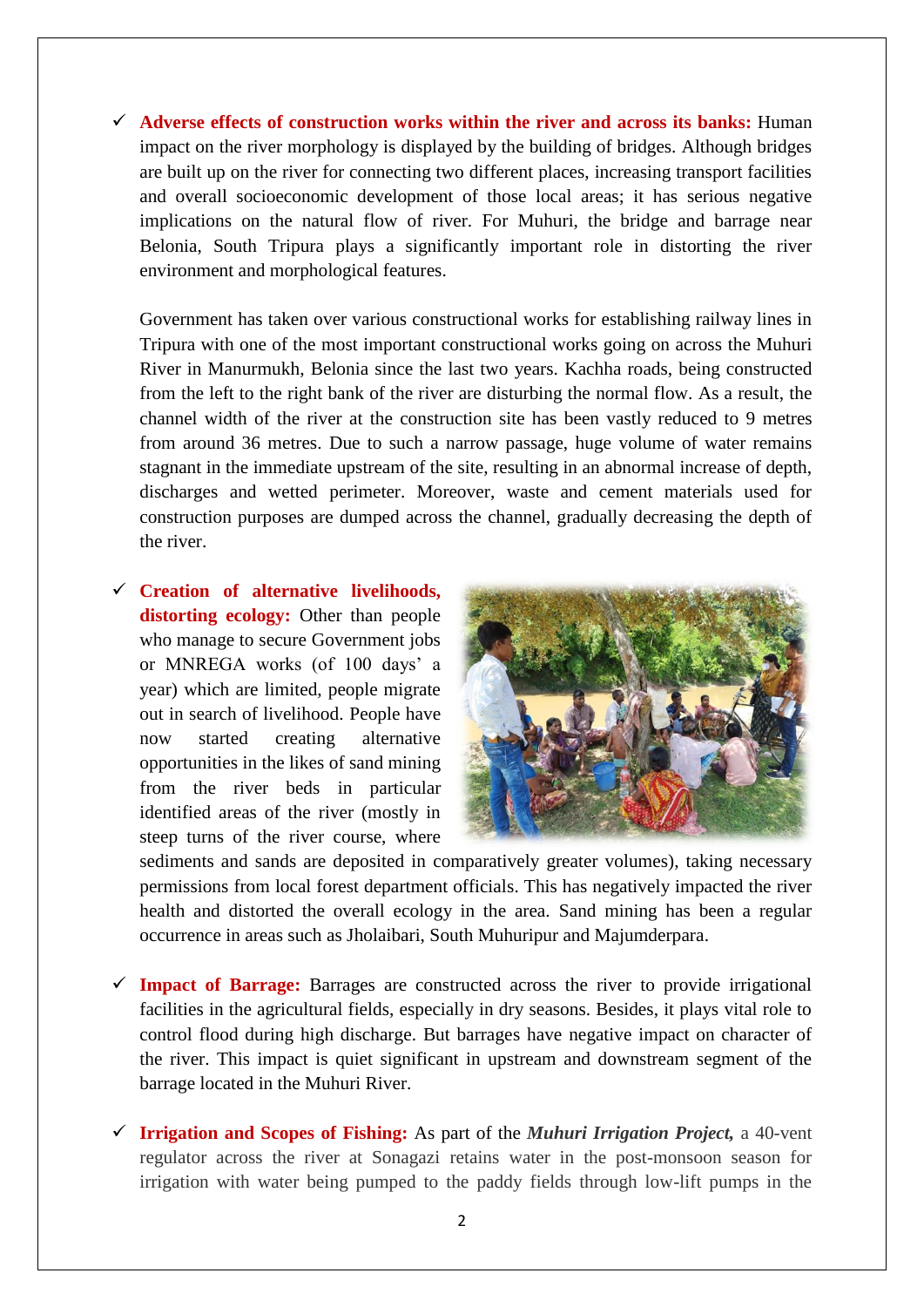- **Adverse effects of construction works within the river and across its banks:** Human impact on the river morphology is displayed by the building of bridges. Although bridges are built up on the river for connecting two different places, increasing transport facilities and overall socioeconomic development of those local areas; it has serious negative implications on the natural flow of river. For Muhuri, the bridge and barrage near Belonia, South Tripura plays a significantly important role in distorting the river environment and morphological features.

  Government has taken over various constructional works for establishing railway lines in Tripura with one of the most important constructional works going on across the Muhuri River in Manurmukh, Belonia since the last two years. Kachha roads, being constructed from the left to the right bank of the river are disturbing the normal flow. As a result, the channel width of the river at the construction site has been vastly reduced to 9 metres from around 36 metres. Due to such a narrow passage, huge volume of water remains stagnant in the immediate upstream of the site, resulting in an abnormal increase of depth, discharges and wetted perimeter. Moreover, waste and cement materials used for construction purposes are dumped across the channel, gradually decreasing the depth of the river.

- **Creation of alternative livelihoods, distorting ecology:** Other than people who manage to secure Government jobs or MNREGA works (of 100 days' a year) which are limited, people migrate out in search of livelihood. People have now started creating alternative opportunities in the likes of sand mining from the river beds in particular identified areas of the river (mostly in steep turns of the river course, where sediments and sands are deposited in comparatively greater volumes), taking necessary permissions from local forest department officials. This has negatively impacted the river health and distorted the overall ecology in the area. Sand mining has been a regular occurrence in areas such as Jholaibari, South Muhuripur and Majumderpara.

- **Impact of Barrage:** Barrages are constructed across the river to provide irrigational facilities in the agricultural fields, especially in dry seasons. Besides, it plays vital role to control flood during high discharge. But barrages have negative impact on character of the river. This impact is quiet significant in upstream and downstream segment of the barrage located in the Muhuri River.

- **Irrigation and Scopes of Fishing:** As part of the ***Muhuri Irrigation Project,*** a 40-vent regulator across the river at Sonagazi retains water in the post-monsoon season for irrigation with water being pumped to the paddy fields through low-lift pumps in the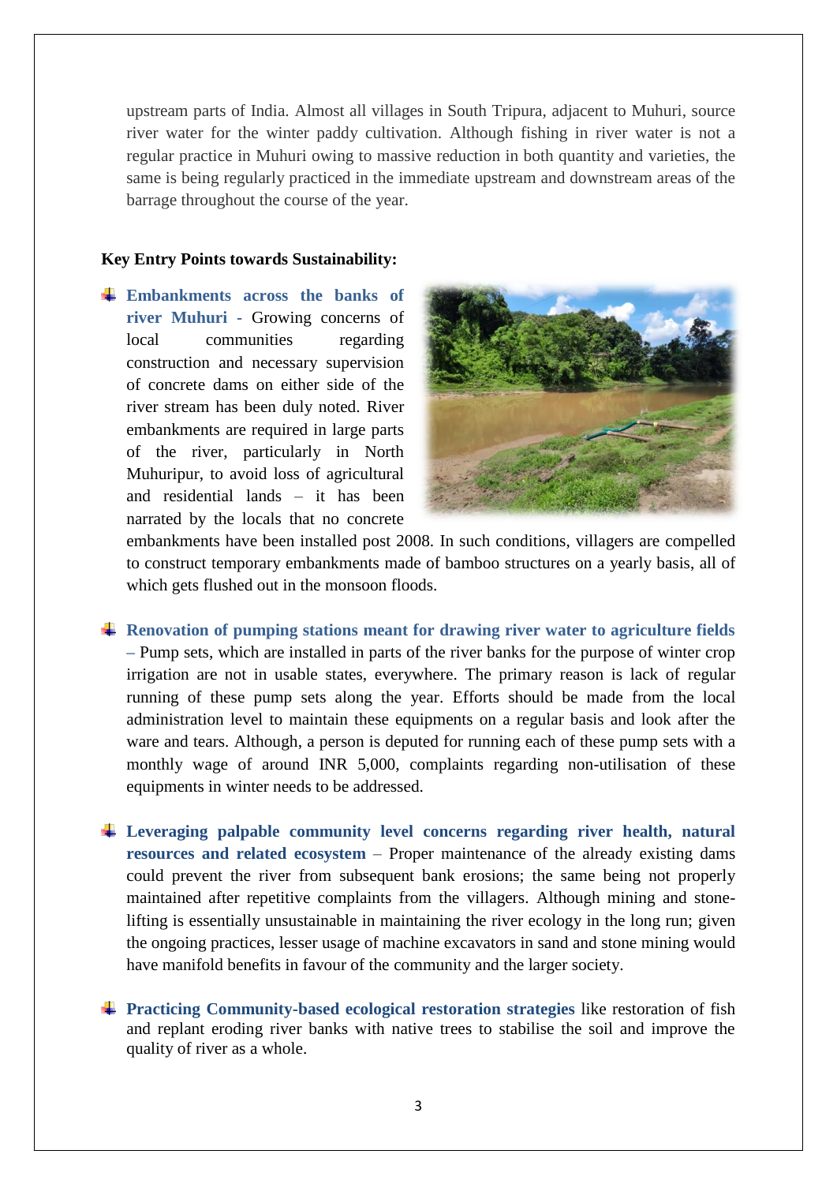upstream parts of India. Almost all villages in South Tripura, adjacent to Muhuri, source river water for the winter paddy cultivation. Although fishing in river water is not a regular practice in Muhuri owing to massive reduction in both quantity and varieties, the same is being regularly practiced in the immediate upstream and downstream areas of the barrage throughout the course of the year.

**Key Entry Points towards Sustainability:**

- **Embankments across the banks of river Muhuri** - Growing concerns of local communities regarding construction and necessary supervision of concrete dams on either side of the river stream has been duly noted. River embankments are required in large parts of the river, particularly in North Muhuripur, to avoid loss of agricultural and residential lands – it has been narrated by the locals that no concrete embankments have been installed post 2008. In such conditions, villagers are compelled to construct temporary embankments made of bamboo structures on a yearly basis, all of which gets flushed out in the monsoon floods.

- **Renovation of pumping stations meant for drawing river water to agriculture fields** – Pump sets, which are installed in parts of the river banks for the purpose of winter crop irrigation are not in usable states, everywhere. The primary reason is lack of regular running of these pump sets along the year. Efforts should be made from the local administration level to maintain these equipments on a regular basis and look after the ware and tears. Although, a person is deputed for running each of these pump sets with a monthly wage of around INR 5,000, complaints regarding non-utilisation of these equipments in winter needs to be addressed.

- **Leveraging palpable community level concerns regarding river health, natural resources and related ecosystem** – Proper maintenance of the already existing dams could prevent the river from subsequent bank erosions; the same being not properly maintained after repetitive complaints from the villagers. Although mining and stone-lifting is essentially unsustainable in maintaining the river ecology in the long run; given the ongoing practices, lesser usage of machine excavators in sand and stone mining would have manifold benefits in favour of the community and the larger society.

- **Practicing Community-based ecological restoration strategies** like restoration of fish and replant eroding river banks with native trees to stabilise the soil and improve the quality of river as a whole.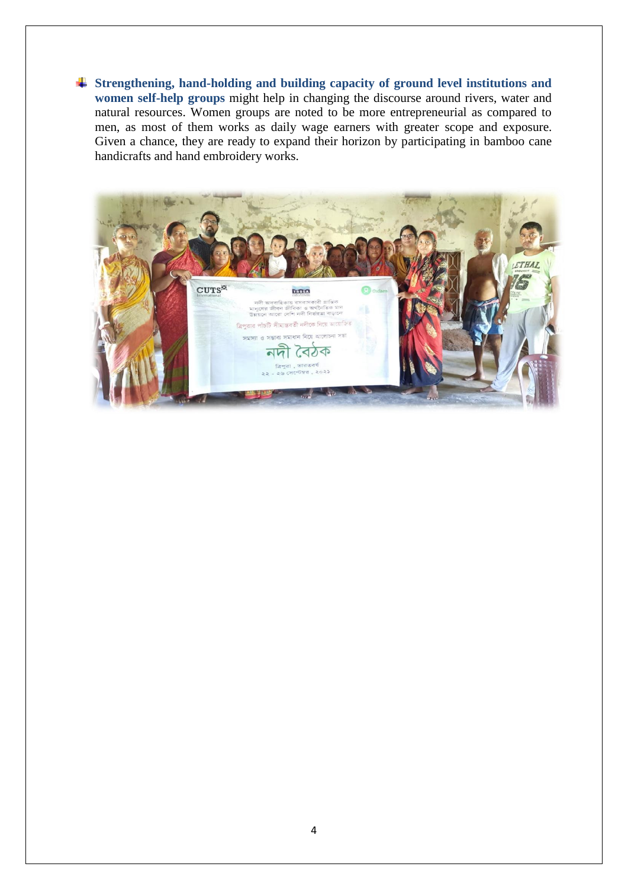- **Strengthening, hand-holding and building capacity of ground level institutions and women self-help groups** might help in changing the discourse around rivers, water and natural resources. Women groups are noted to be more entrepreneurial as compared to men, as most of them works as daily wage earners with greater scope and exposure. Given a chance, they are ready to expand their horizon by participating in bamboo cane handicrafts and hand embroidery works.